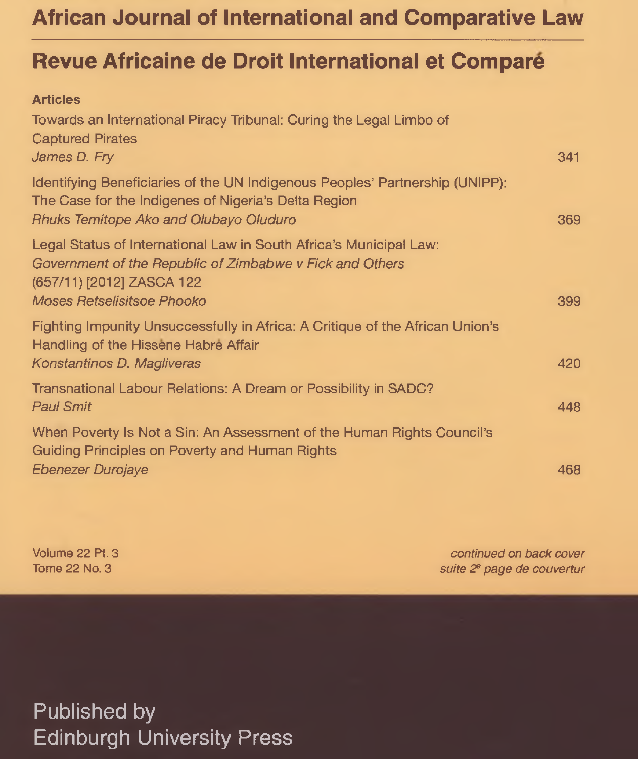# African Journal of International and Comparative Law

# Revue Africaine de Droit International et Comparé

## Articles

Towards an International Piracy Tribunal: Curing the Legal Limbo of Captured Pirates
*James D. Fry* — 341

Identifying Beneficiaries of the UN Indigenous Peoples' Partnership (UNIPP): The Case for the Indigenes of Nigeria's Delta Region
*Rhuks Temitope Ako and Olubayo Oluduro* — 369

Legal Status of International Law in South Africa's Municipal Law: *Government of the Republic of Zimbabwe v Fick and Others* (657/11) [2012] ZASCA 122
*Moses Retselisitsoe Phooko* — 399

Fighting Impunity Unsuccessfully in Africa: A Critique of the African Union's Handling of the Hissène Habré Affair
*Konstantinos D. Magliveras* — 420

Transnational Labour Relations: A Dream or Possibility in SADC?
*Paul Smit* — 448

When Poverty Is Not a Sin: An Assessment of the Human Rights Council's Guiding Principles on Poverty and Human Rights
*Ebenezer Durojaye* — 468

Volume 22 Pt. 3
Tome 22 No. 3

*continued on back cover*
*suite 2e page de couvertur*

Published by
Edinburgh University Press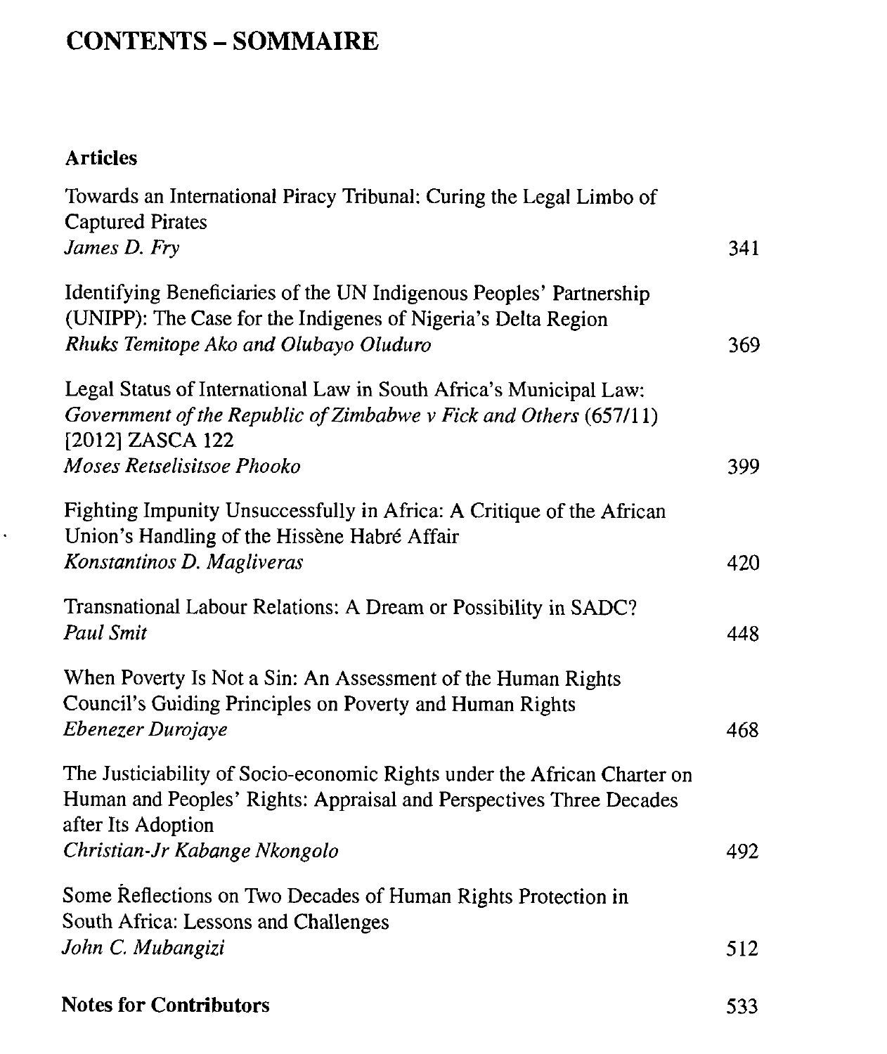# CONTENTS – SOMMAIRE

## Articles

Towards an International Piracy Tribunal: Curing the Legal Limbo of Captured Pirates
*James D. Fry* — 341

Identifying Beneficiaries of the UN Indigenous Peoples' Partnership (UNIPP): The Case for the Indigenes of Nigeria's Delta Region
*Rhuks Temitope Ako and Olubayo Oluduro* — 369

Legal Status of International Law in South Africa's Municipal Law: *Government of the Republic of Zimbabwe v Fick and Others* (657/11) [2012] ZASCA 122
*Moses Retselisitsoe Phooko* — 399

Fighting Impunity Unsuccessfully in Africa: A Critique of the African Union's Handling of the Hissène Habré Affair
*Konstantinos D. Magliveras* — 420

Transnational Labour Relations: A Dream or Possibility in SADC?
*Paul Smit* — 448

When Poverty Is Not a Sin: An Assessment of the Human Rights Council's Guiding Principles on Poverty and Human Rights
*Ebenezer Durojaye* — 468

The Justiciability of Socio-economic Rights under the African Charter on Human and Peoples' Rights: Appraisal and Perspectives Three Decades after Its Adoption
*Christian-Jr Kabange Nkongolo* — 492

Some Reflections on Two Decades of Human Rights Protection in South Africa: Lessons and Challenges
*John C. Mubangizi* — 512

**Notes for Contributors** — 533